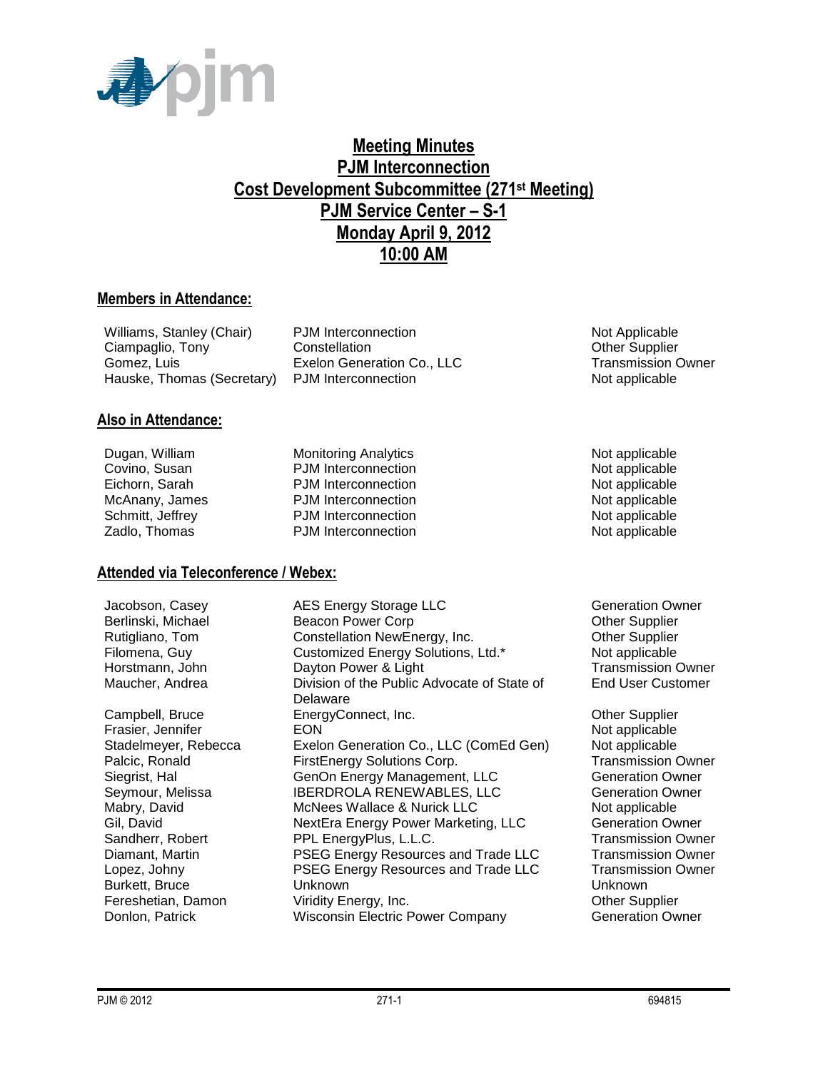# Meeting Minutes
# PJM Interconnection
# Cost Development Subcommittee (271st Meeting)
# PJM Service Center – S-1
# Monday April 9, 2012
# 10:00 AM

## Members in Attendance:

| | | |
|---|---|---|
| Williams, Stanley (Chair) | PJM Interconnection | Not Applicable |
| Ciampaglio, Tony | Constellation | Other Supplier |
| Gomez, Luis | Exelon Generation Co., LLC | Transmission Owner |
| Hauske, Thomas (Secretary) | PJM Interconnection | Not applicable |

## Also in Attendance:

| | | |
|---|---|---|
| Dugan, William | Monitoring Analytics | Not applicable |
| Covino, Susan | PJM Interconnection | Not applicable |
| Eichorn, Sarah | PJM Interconnection | Not applicable |
| McAnany, James | PJM Interconnection | Not applicable |
| Schmitt, Jeffrey | PJM Interconnection | Not applicable |
| Zadlo, Thomas | PJM Interconnection | Not applicable |

## Attended via Teleconference / Webex:

| | | |
|---|---|---|
| Jacobson, Casey | AES Energy Storage LLC | Generation Owner |
| Berlinski, Michael | Beacon Power Corp | Other Supplier |
| Rutigliano, Tom | Constellation NewEnergy, Inc. | Other Supplier |
| Filomena, Guy | Customized Energy Solutions, Ltd.* | Not applicable |
| Horstmann, John | Dayton Power & Light | Transmission Owner |
| Maucher, Andrea | Division of the Public Advocate of State of Delaware | End User Customer |
| Campbell, Bruce | EnergyConnect, Inc. | Other Supplier |
| Frasier, Jennifer | EON | Not applicable |
| Stadelmeyer, Rebecca | Exelon Generation Co., LLC (ComEd Gen) | Not applicable |
| Palcic, Ronald | FirstEnergy Solutions Corp. | Transmission Owner |
| Siegrist, Hal | GenOn Energy Management, LLC | Generation Owner |
| Seymour, Melissa | IBERDROLA RENEWABLES, LLC | Generation Owner |
| Mabry, David | McNees Wallace & Nurick LLC | Not applicable |
| Gil, David | NextEra Energy Power Marketing, LLC | Generation Owner |
| Sandherr, Robert | PPL EnergyPlus, L.L.C. | Transmission Owner |
| Diamant, Martin | PSEG Energy Resources and Trade LLC | Transmission Owner |
| Lopez, Johny | PSEG Energy Resources and Trade LLC | Transmission Owner |
| Burkett, Bruce | Unknown | Unknown |
| Fereshetian, Damon | Viridity Energy, Inc. | Other Supplier |
| Donlon, Patrick | Wisconsin Electric Power Company | Generation Owner |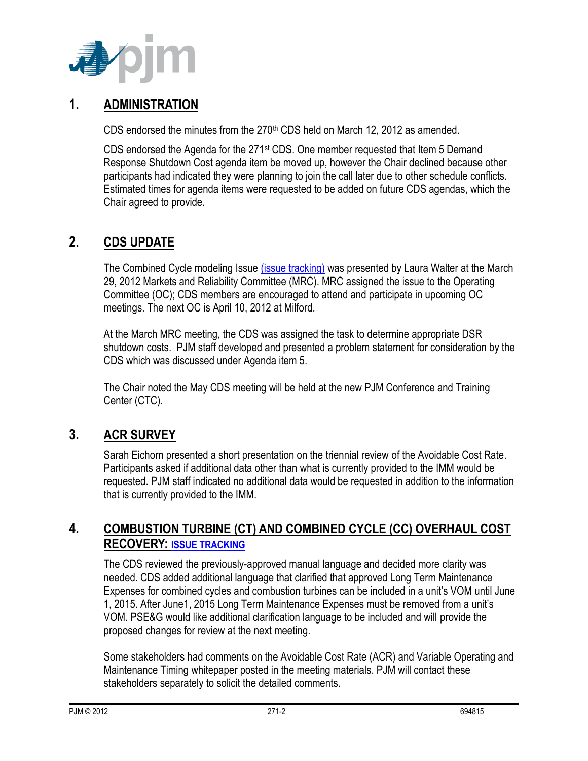## 1. ADMINISTRATION

CDS endorsed the minutes from the 270th CDS held on March 12, 2012 as amended.

CDS endorsed the Agenda for the 271st CDS. One member requested that Item 5 Demand Response Shutdown Cost agenda item be moved up, however the Chair declined because other participants had indicated they were planning to join the call later due to other schedule conflicts. Estimated times for agenda items were requested to be added on future CDS agendas, which the Chair agreed to provide.

## 2. CDS UPDATE

The Combined Cycle modeling Issue (issue tracking) was presented by Laura Walter at the March 29, 2012 Markets and Reliability Committee (MRC). MRC assigned the issue to the Operating Committee (OC); CDS members are encouraged to attend and participate in upcoming OC meetings. The next OC is April 10, 2012 at Milford.

At the March MRC meeting, the CDS was assigned the task to determine appropriate DSR shutdown costs. PJM staff developed and presented a problem statement for consideration by the CDS which was discussed under Agenda item 5.

The Chair noted the May CDS meeting will be held at the new PJM Conference and Training Center (CTC).

## 3. ACR SURVEY

Sarah Eichorn presented a short presentation on the triennial review of the Avoidable Cost Rate. Participants asked if additional data other than what is currently provided to the IMM would be requested. PJM staff indicated no additional data would be requested in addition to the information that is currently provided to the IMM.

## 4. COMBUSTION TURBINE (CT) AND COMBINED CYCLE (CC) OVERHAUL COST RECOVERY: ISSUE TRACKING

The CDS reviewed the previously-approved manual language and decided more clarity was needed. CDS added additional language that clarified that approved Long Term Maintenance Expenses for combined cycles and combustion turbines can be included in a unit's VOM until June 1, 2015. After June1, 2015 Long Term Maintenance Expenses must be removed from a unit's VOM. PSE&G would like additional clarification language to be included and will provide the proposed changes for review at the next meeting.

Some stakeholders had comments on the Avoidable Cost Rate (ACR) and Variable Operating and Maintenance Timing whitepaper posted in the meeting materials. PJM will contact these stakeholders separately to solicit the detailed comments.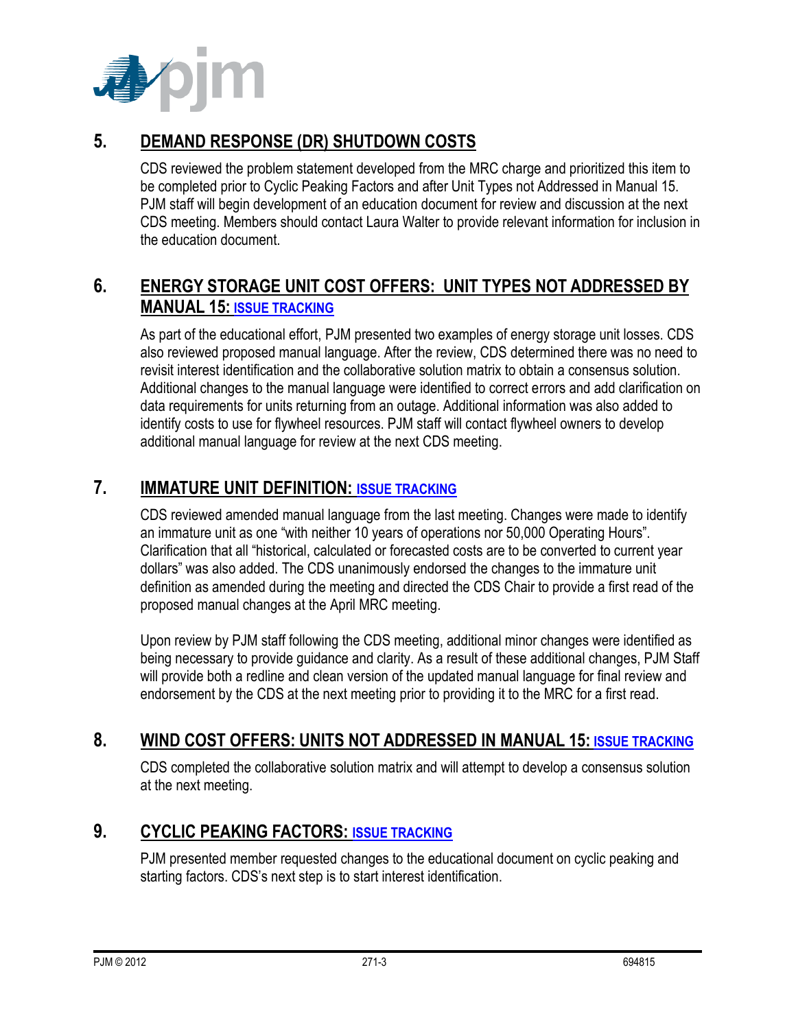## 5. DEMAND RESPONSE (DR) SHUTDOWN COSTS

CDS reviewed the problem statement developed from the MRC charge and prioritized this item to be completed prior to Cyclic Peaking Factors and after Unit Types not Addressed in Manual 15. PJM staff will begin development of an education document for review and discussion at the next CDS meeting. Members should contact Laura Walter to provide relevant information for inclusion in the education document.

## 6. ENERGY STORAGE UNIT COST OFFERS: UNIT TYPES NOT ADDRESSED BY MANUAL 15: ISSUE TRACKING

As part of the educational effort, PJM presented two examples of energy storage unit losses. CDS also reviewed proposed manual language. After the review, CDS determined there was no need to revisit interest identification and the collaborative solution matrix to obtain a consensus solution. Additional changes to the manual language were identified to correct errors and add clarification on data requirements for units returning from an outage. Additional information was also added to identify costs to use for flywheel resources. PJM staff will contact flywheel owners to develop additional manual language for review at the next CDS meeting.

## 7. IMMATURE UNIT DEFINITION: ISSUE TRACKING

CDS reviewed amended manual language from the last meeting. Changes were made to identify an immature unit as one "with neither 10 years of operations nor 50,000 Operating Hours". Clarification that all "historical, calculated or forecasted costs are to be converted to current year dollars" was also added. The CDS unanimously endorsed the changes to the immature unit definition as amended during the meeting and directed the CDS Chair to provide a first read of the proposed manual changes at the April MRC meeting.

Upon review by PJM staff following the CDS meeting, additional minor changes were identified as being necessary to provide guidance and clarity. As a result of these additional changes, PJM Staff will provide both a redline and clean version of the updated manual language for final review and endorsement by the CDS at the next meeting prior to providing it to the MRC for a first read.

## 8. WIND COST OFFERS: UNITS NOT ADDRESSED IN MANUAL 15: ISSUE TRACKING

CDS completed the collaborative solution matrix and will attempt to develop a consensus solution at the next meeting.

## 9. CYCLIC PEAKING FACTORS: ISSUE TRACKING

PJM presented member requested changes to the educational document on cyclic peaking and starting factors. CDS's next step is to start interest identification.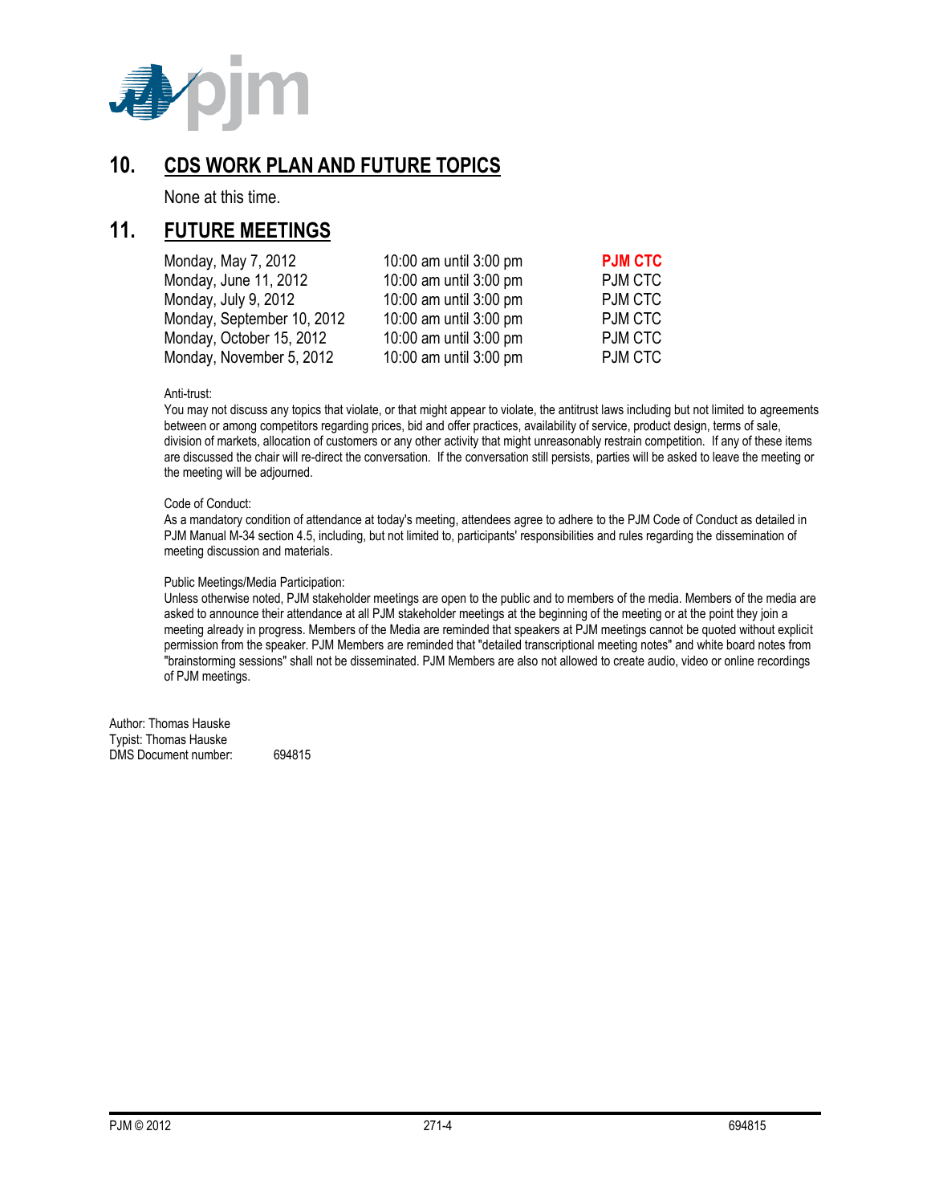## 10. CDS WORK PLAN AND FUTURE TOPICS

None at this time.

## 11. FUTURE MEETINGS

| | | |
|---|---|---|
| Monday, May 7, 2012 | 10:00 am until 3:00 pm | **PJM CTC** |
| Monday, June 11, 2012 | 10:00 am until 3:00 pm | PJM CTC |
| Monday, July 9, 2012 | 10:00 am until 3:00 pm | PJM CTC |
| Monday, September 10, 2012 | 10:00 am until 3:00 pm | PJM CTC |
| Monday, October 15, 2012 | 10:00 am until 3:00 pm | PJM CTC |
| Monday, November 5, 2012 | 10:00 am until 3:00 pm | PJM CTC |

Anti-trust:
You may not discuss any topics that violate, or that might appear to violate, the antitrust laws including but not limited to agreements between or among competitors regarding prices, bid and offer practices, availability of service, product design, terms of sale, division of markets, allocation of customers or any other activity that might unreasonably restrain competition. If any of these items are discussed the chair will re-direct the conversation. If the conversation still persists, parties will be asked to leave the meeting or the meeting will be adjourned.

Code of Conduct:
As a mandatory condition of attendance at today's meeting, attendees agree to adhere to the PJM Code of Conduct as detailed in PJM Manual M-34 section 4.5, including, but not limited to, participants' responsibilities and rules regarding the dissemination of meeting discussion and materials.

Public Meetings/Media Participation:
Unless otherwise noted, PJM stakeholder meetings are open to the public and to members of the media. Members of the media are asked to announce their attendance at all PJM stakeholder meetings at the beginning of the meeting or at the point they join a meeting already in progress. Members of the Media are reminded that speakers at PJM meetings cannot be quoted without explicit permission from the speaker. PJM Members are reminded that "detailed transcriptional meeting notes" and white board notes from "brainstorming sessions" shall not be disseminated. PJM Members are also not allowed to create audio, video or online recordings of PJM meetings.

Author: Thomas Hauske
Typist: Thomas Hauske
DMS Document number: 694815